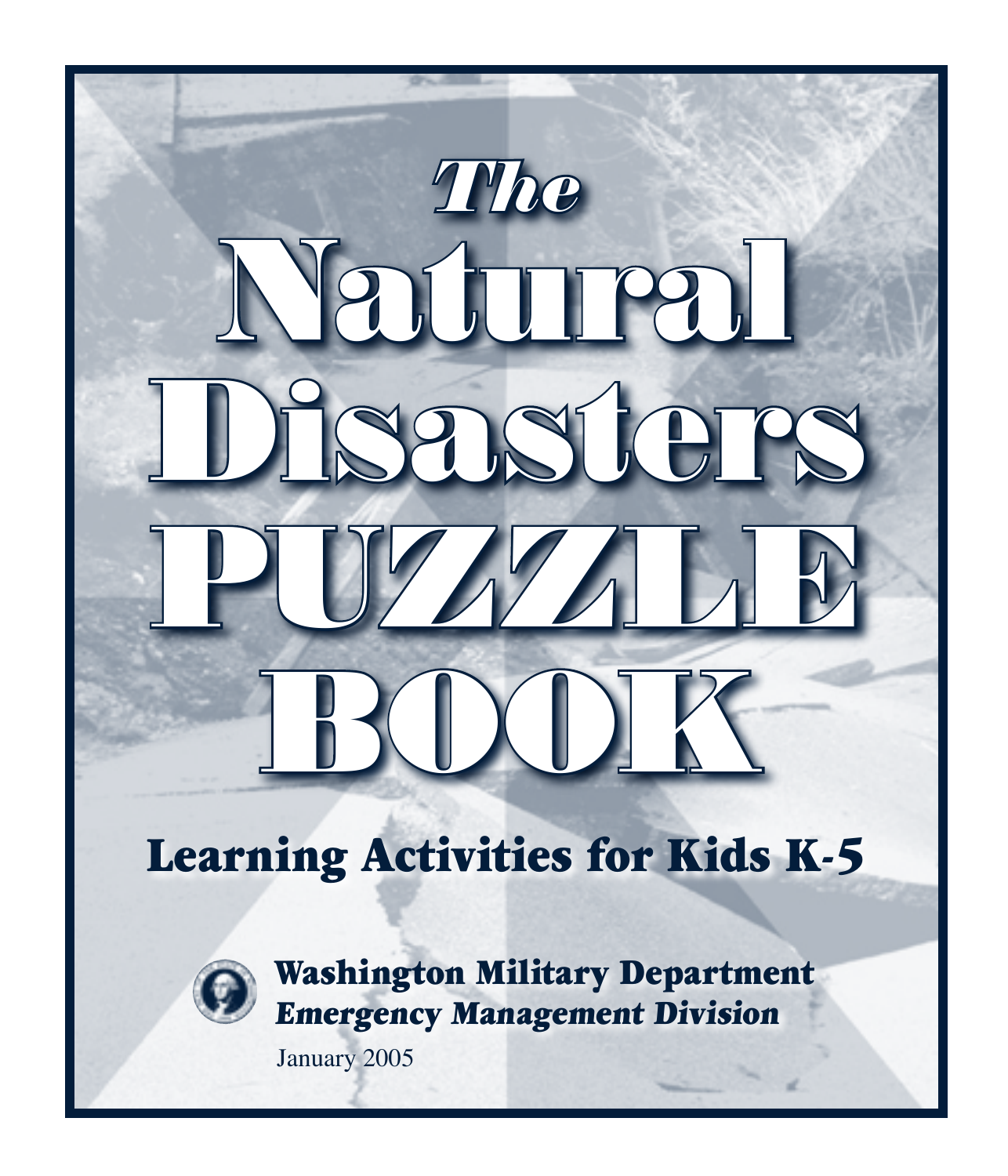# The Natural Disasters PUZZLE BOOK

## Learning Activities for Kids K-5

**Washington Military Department**

***Emergency Management Division***

January 2005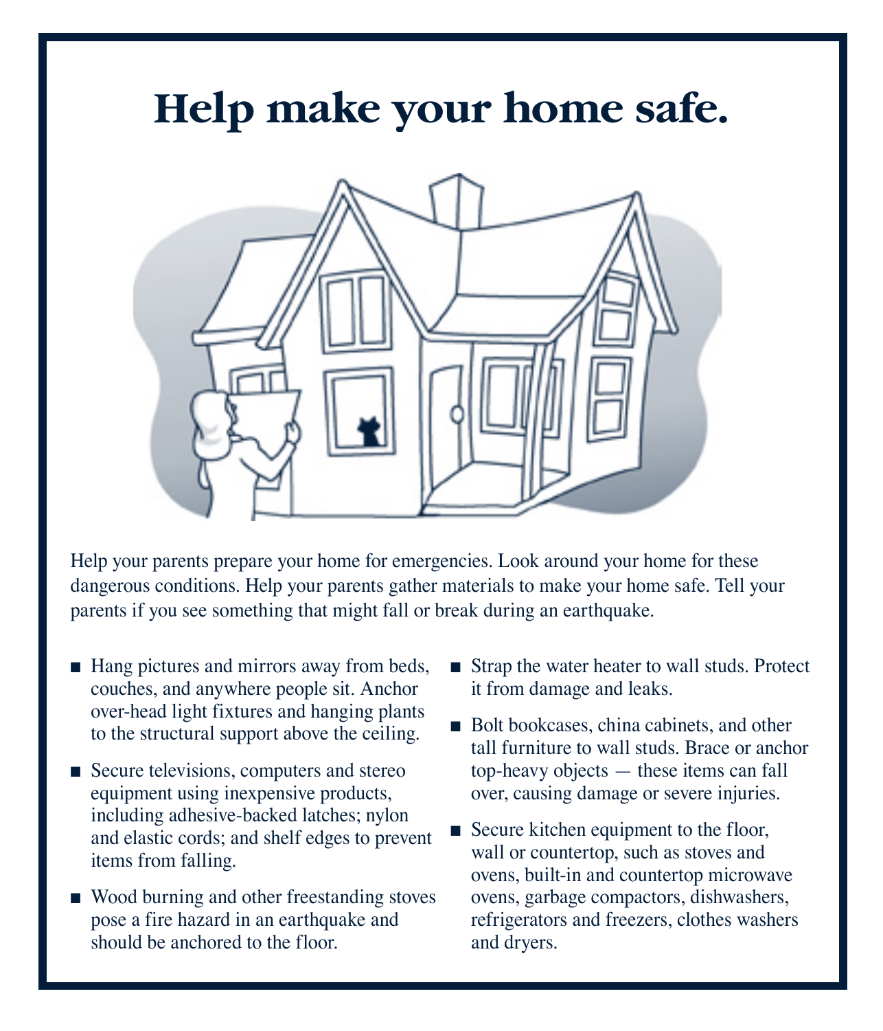# Help make your home safe.

Help your parents prepare your home for emergencies. Look around your home for these dangerous conditions. Help your parents gather materials to make your home safe. Tell your parents if you see something that might fall or break during an earthquake.

- Hang pictures and mirrors away from beds, couches, and anywhere people sit. Anchor over-head light fixtures and hanging plants to the structural support above the ceiling.
- Secure televisions, computers and stereo equipment using inexpensive products, including adhesive-backed latches; nylon and elastic cords; and shelf edges to prevent items from falling.
- Wood burning and other freestanding stoves pose a fire hazard in an earthquake and should be anchored to the floor.
- Strap the water heater to wall studs. Protect it from damage and leaks.
- Bolt bookcases, china cabinets, and other tall furniture to wall studs. Brace or anchor top-heavy objects — these items can fall over, causing damage or severe injuries.
- Secure kitchen equipment to the floor, wall or countertop, such as stoves and ovens, built-in and countertop microwave ovens, garbage compactors, dishwashers, refrigerators and freezers, clothes washers and dryers.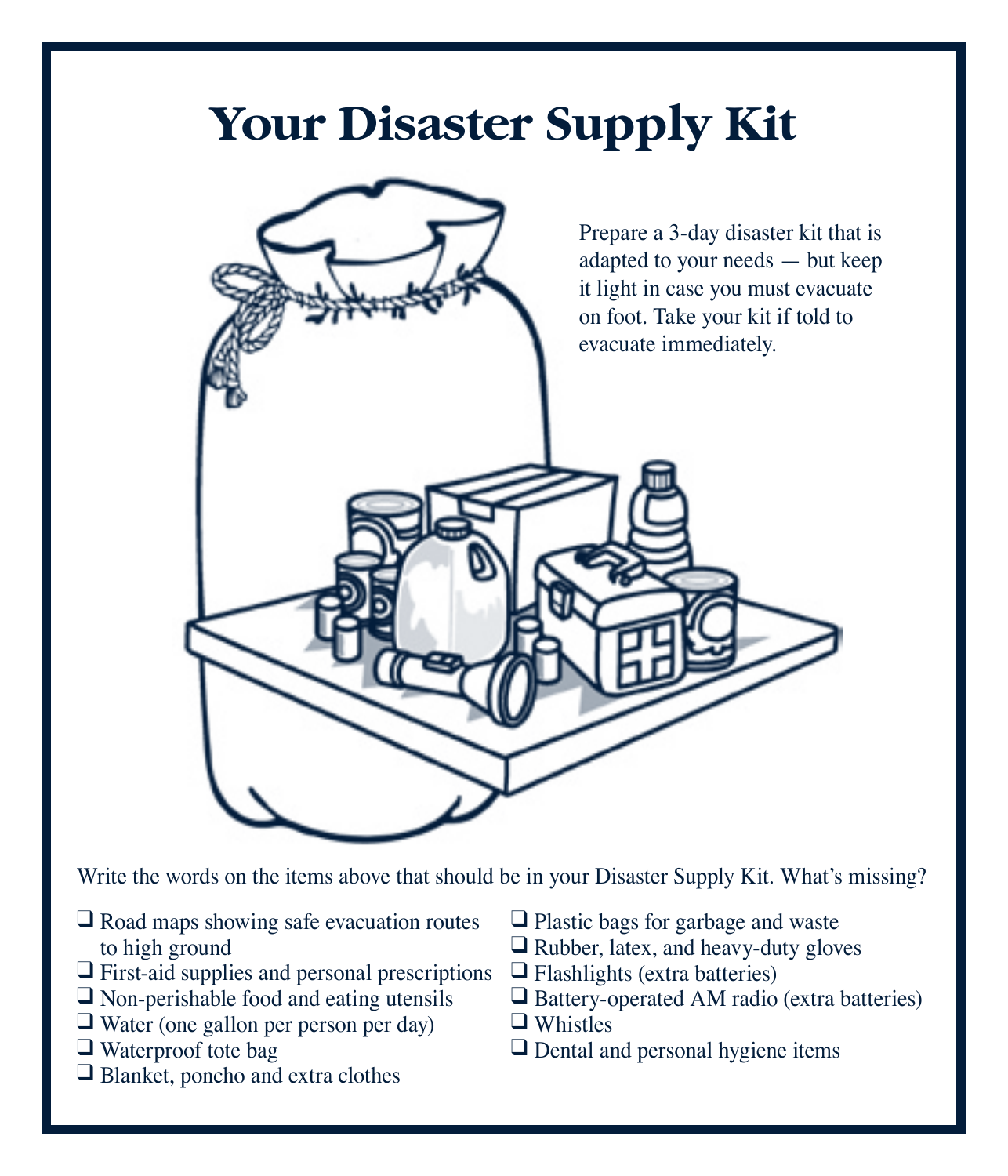# Your Disaster Supply Kit

Prepare a 3-day disaster kit that is adapted to your needs — but keep it light in case you must evacuate on foot. Take your kit if told to evacuate immediately.

Write the words on the items above that should be in your Disaster Supply Kit. What's missing?

- ❑ Road maps showing safe evacuation routes to high ground
- ❑ First-aid supplies and personal prescriptions
- ❑ Non-perishable food and eating utensils
- ❑ Water (one gallon per person per day)
- ❑ Waterproof tote bag
- ❑ Blanket, poncho and extra clothes
- ❑ Plastic bags for garbage and waste
- ❑ Rubber, latex, and heavy-duty gloves
- ❑ Flashlights (extra batteries)
- ❑ Battery-operated AM radio (extra batteries)
- ❑ Whistles
- ❑ Dental and personal hygiene items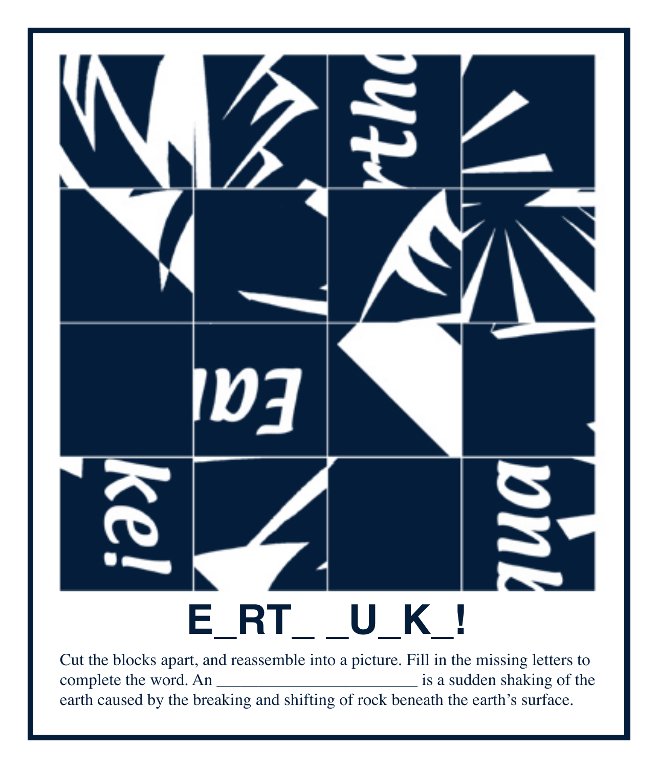**E_RT_ _U_K_!**

Cut the blocks apart, and reassemble into a picture. Fill in the missing letters to complete the word. An _______________________ is a sudden shaking of the earth caused by the breaking and shifting of rock beneath the earth's surface.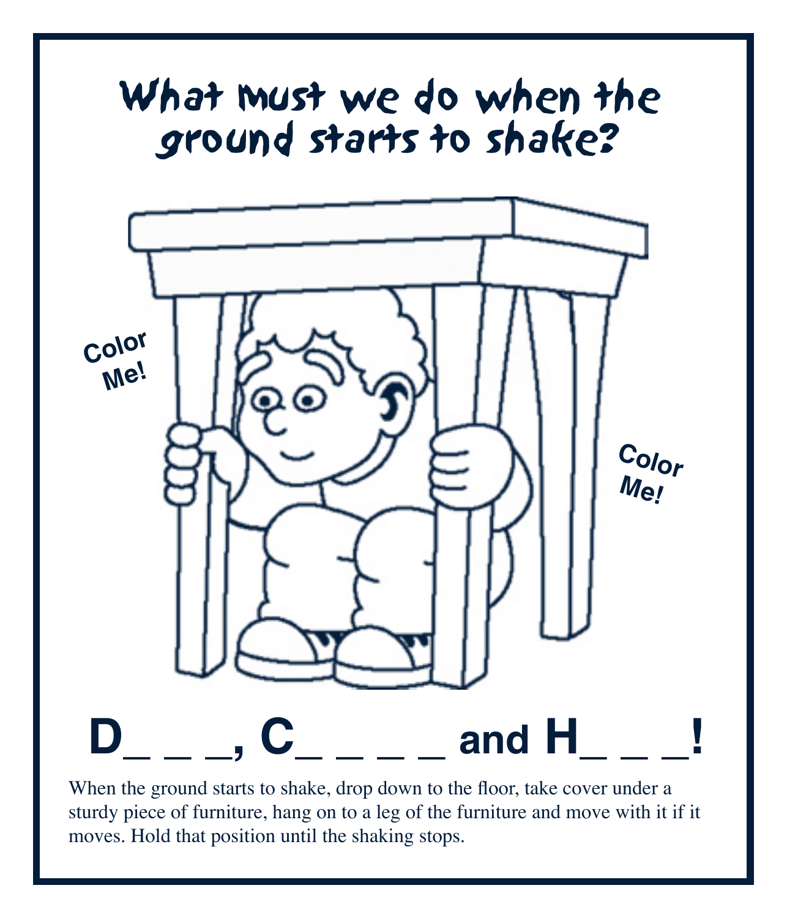# What must we do when the ground starts to shake?

Color Me!

Color Me!

**D_ _ _, C_ _ _ _ and H_ _ _!**

When the ground starts to shake, drop down to the floor, take cover under a sturdy piece of furniture, hang on to a leg of the furniture and move with it if it moves. Hold that position until the shaking stops.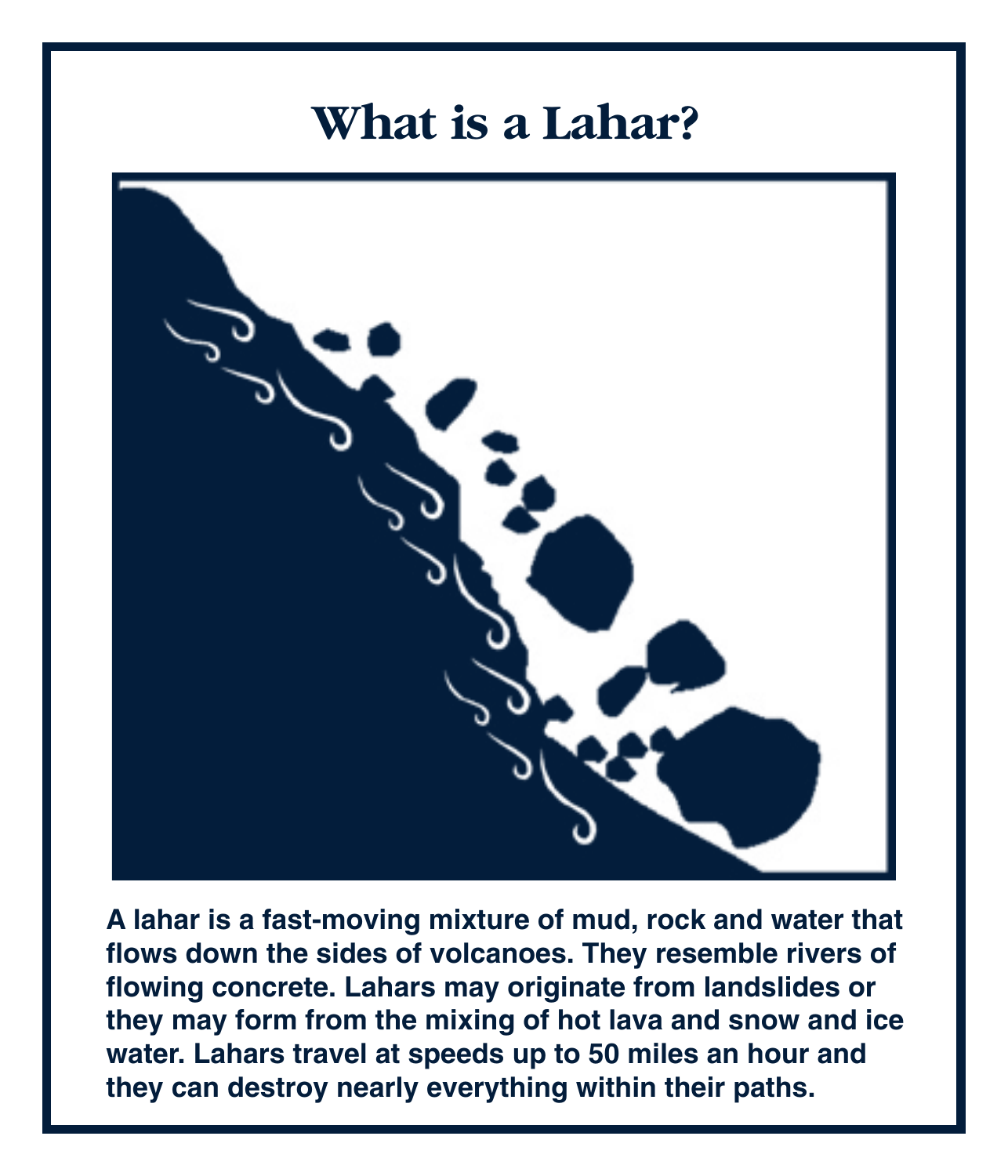# What is a Lahar?

**A lahar is a fast-moving mixture of mud, rock and water that flows down the sides of volcanoes. They resemble rivers of flowing concrete. Lahars may originate from landslides or they may form from the mixing of hot lava and snow and ice water. Lahars travel at speeds up to 50 miles an hour and they can destroy nearly everything within their paths.**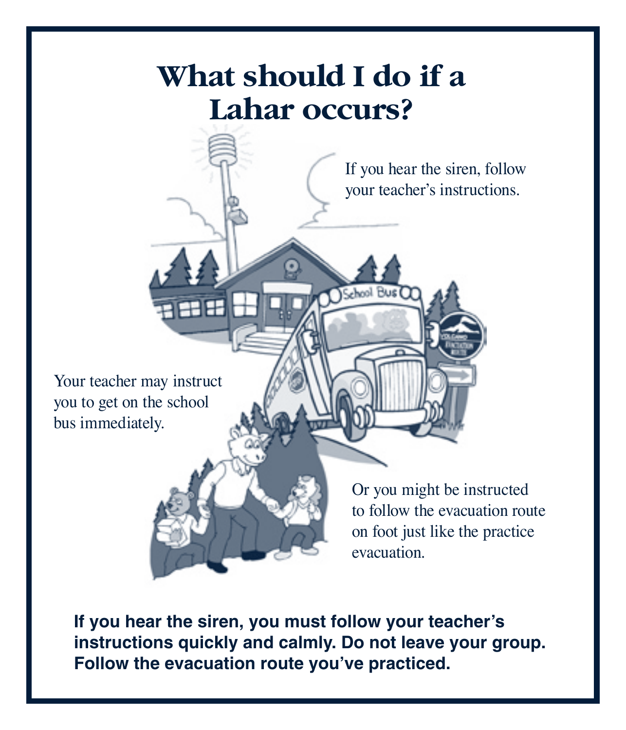# What should I do if a Lahar occurs?

If you hear the siren, follow your teacher's instructions.

Your teacher may instruct you to get on the school bus immediately.

Or you might be instructed to follow the evacuation route on foot just like the practice evacuation.

**If you hear the siren, you must follow your teacher's instructions quickly and calmly. Do not leave your group. Follow the evacuation route you've practiced.**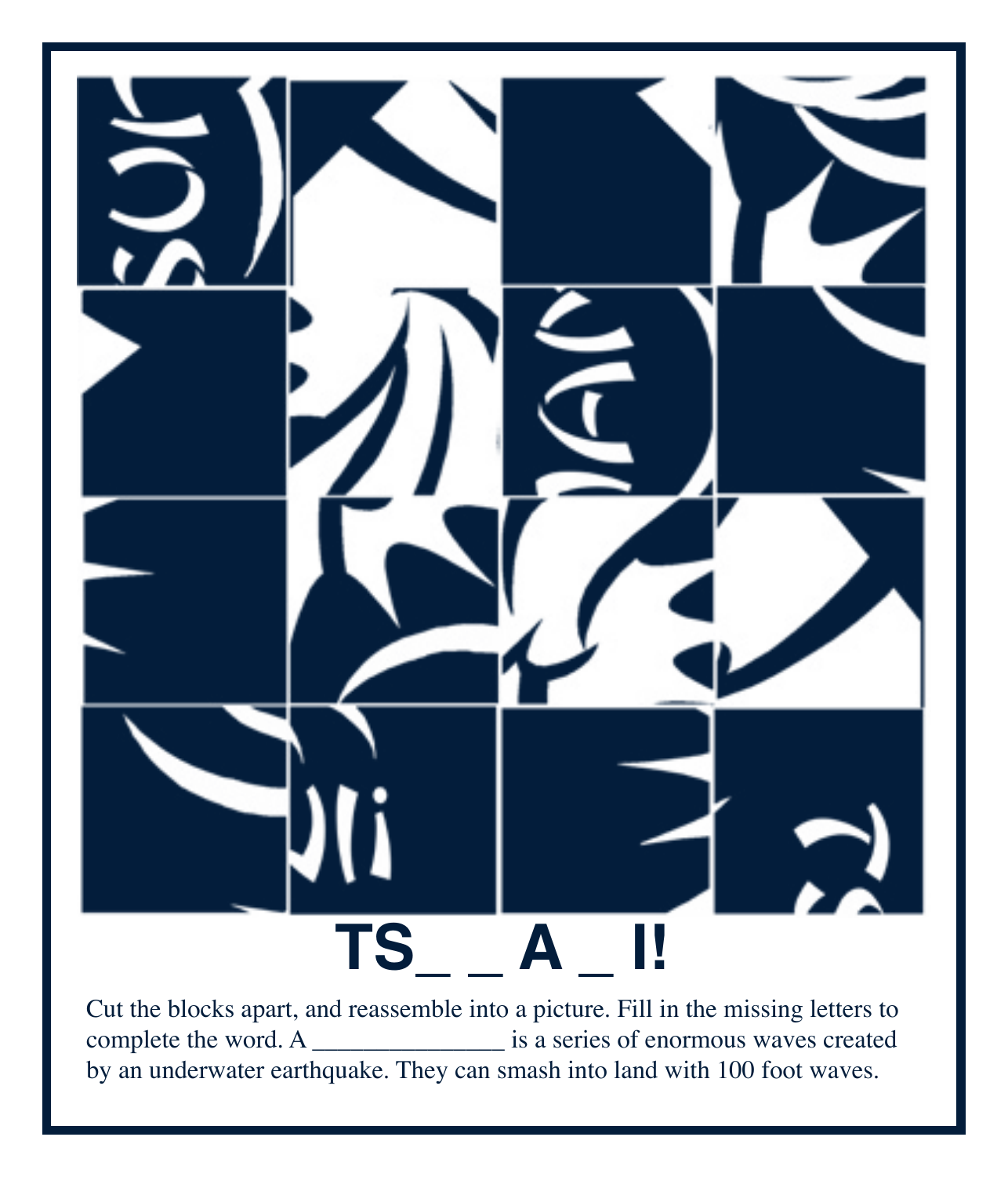# TS_ _ A _ I!

Cut the blocks apart, and reassemble into a picture. Fill in the missing letters to complete the word. A _______________ is a series of enormous waves created by an underwater earthquake. They can smash into land with 100 foot waves.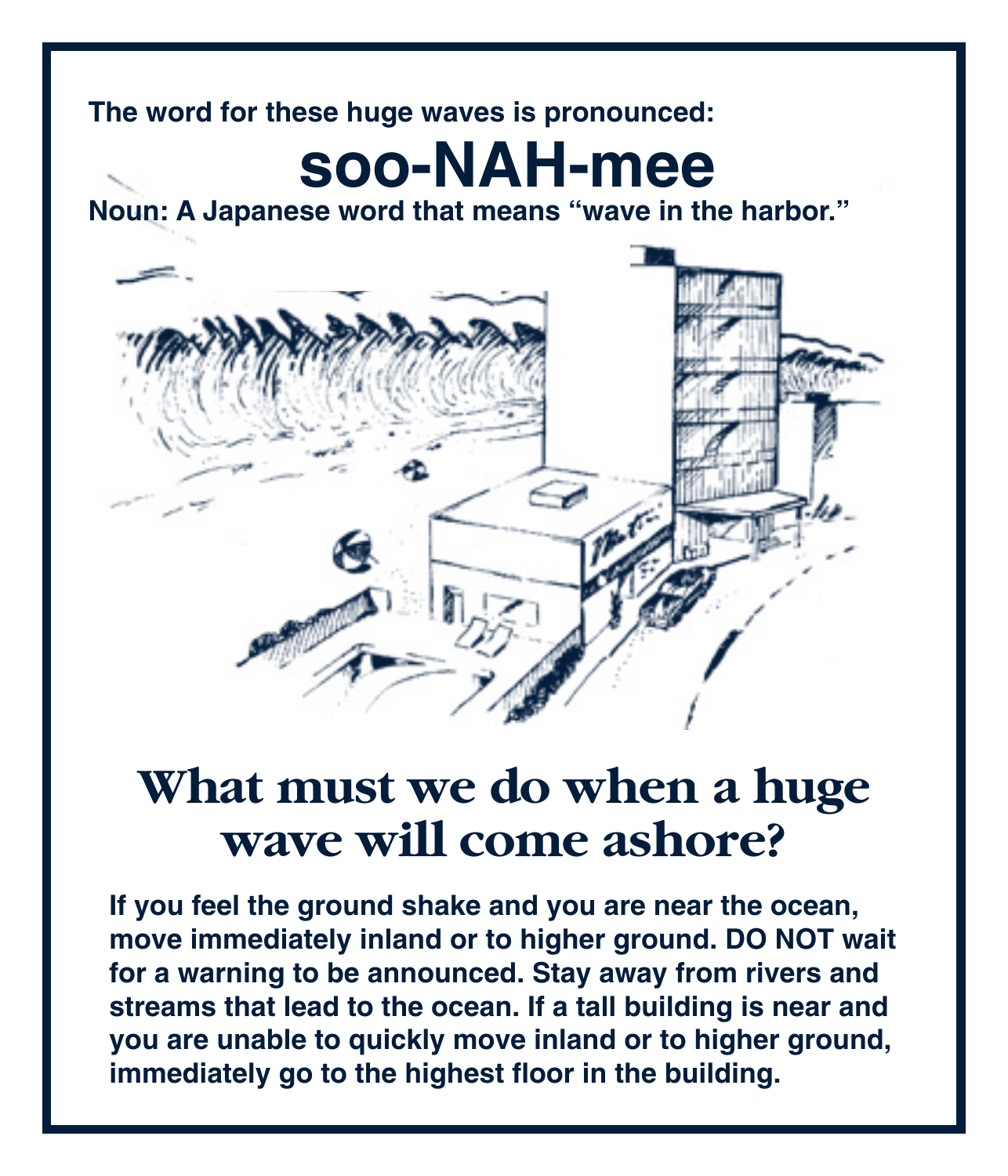**The word for these huge waves is pronounced:**

# soo-NAH-mee

**Noun: A Japanese word that means "wave in the harbor."**

## What must we do when a huge wave will come ashore?

**If you feel the ground shake and you are near the ocean, move immediately inland or to higher ground. DO NOT wait for a warning to be announced. Stay away from rivers and streams that lead to the ocean. If a tall building is near and you are unable to quickly move inland or to higher ground, immediately go to the highest floor in the building.**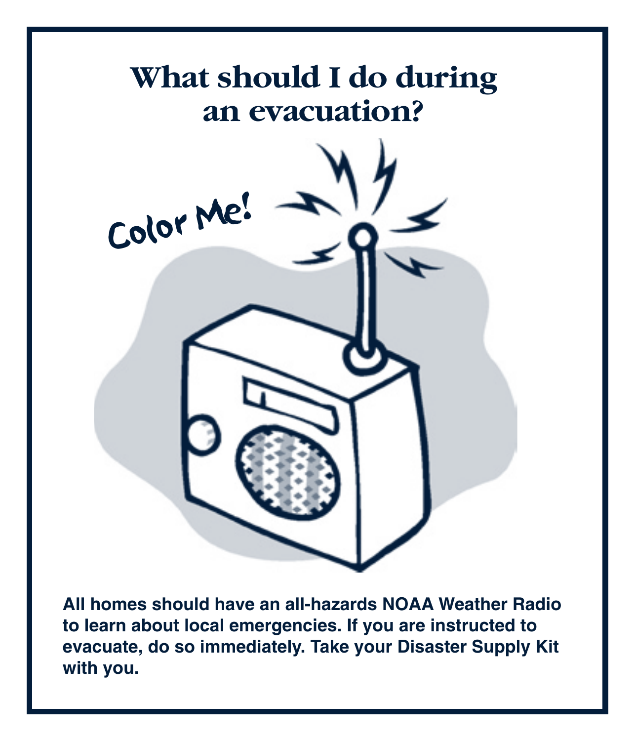# What should I do during an evacuation?

Color Me!

**All homes should have an all-hazards NOAA Weather Radio to learn about local emergencies. If you are instructed to evacuate, do so immediately. Take your Disaster Supply Kit with you.**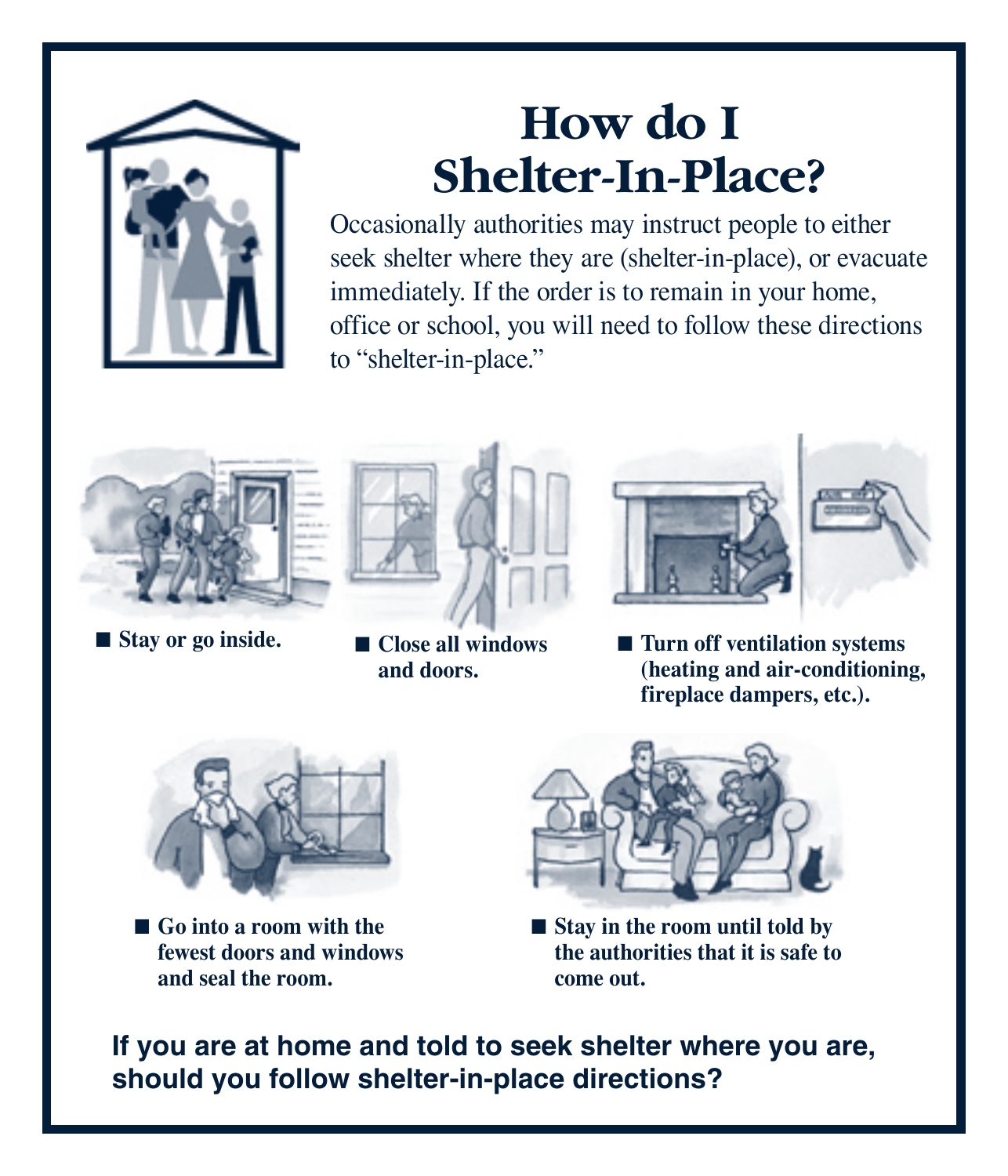# How do I Shelter-In-Place?

Occasionally authorities may instruct people to either seek shelter where they are (shelter-in-place), or evacuate immediately. If the order is to remain in your home, office or school, you will need to follow these directions to "shelter-in-place."

- **Stay or go inside.**
- **Close all windows and doors.**
- **Turn off ventilation systems (heating and air-conditioning, fireplace dampers, etc.).**
- **Go into a room with the fewest doors and windows and seal the room.**
- **Stay in the room until told by the authorities that it is safe to come out.**

**If you are at home and told to seek shelter where you are, should you follow shelter-in-place directions?**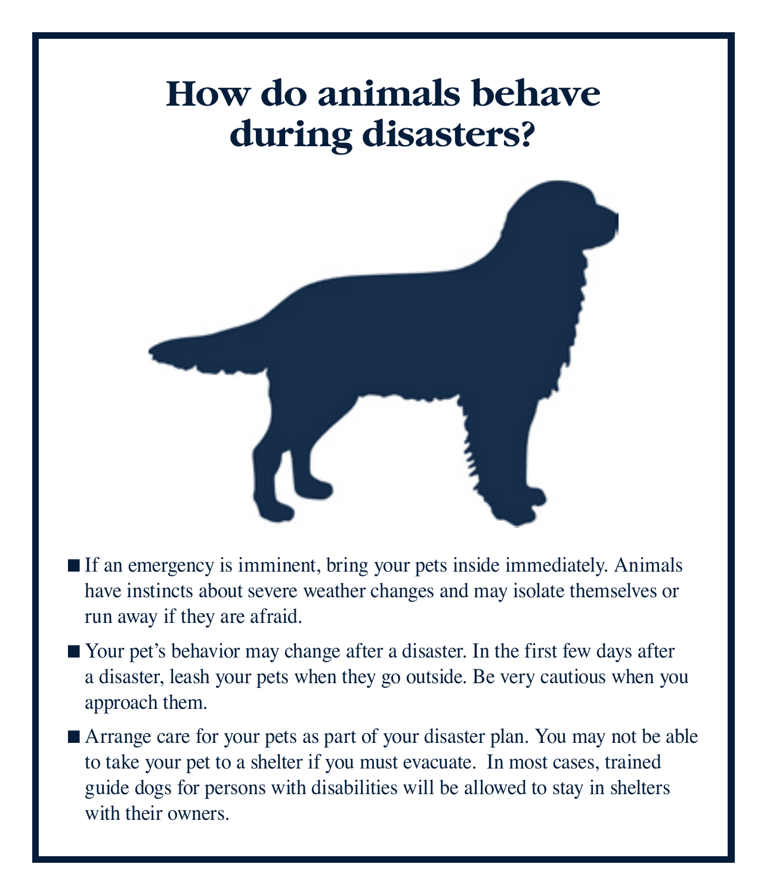# How do animals behave during disasters?

- If an emergency is imminent, bring your pets inside immediately. Animals have instincts about severe weather changes and may isolate themselves or run away if they are afraid.
- Your pet's behavior may change after a disaster. In the first few days after a disaster, leash your pets when they go outside. Be very cautious when you approach them.
- Arrange care for your pets as part of your disaster plan. You may not be able to take your pet to a shelter if you must evacuate. In most cases, trained guide dogs for persons with disabilities will be allowed to stay in shelters with their owners.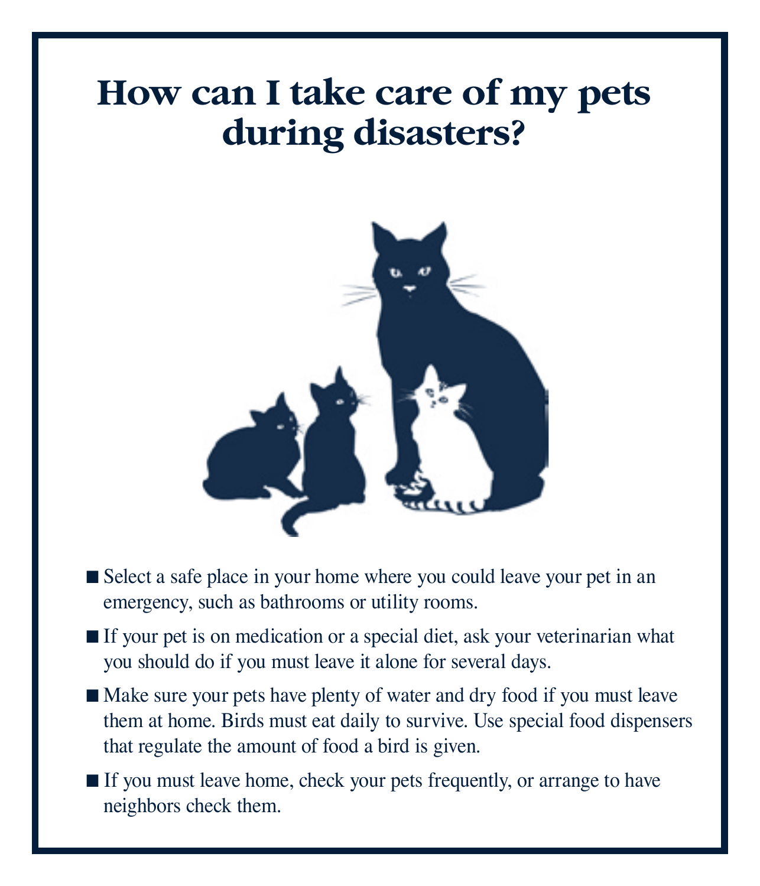# How can I take care of my pets during disasters?

- Select a safe place in your home where you could leave your pet in an emergency, such as bathrooms or utility rooms.
- If your pet is on medication or a special diet, ask your veterinarian what you should do if you must leave it alone for several days.
- Make sure your pets have plenty of water and dry food if you must leave them at home. Birds must eat daily to survive. Use special food dispensers that regulate the amount of food a bird is given.
- If you must leave home, check your pets frequently, or arrange to have neighbors check them.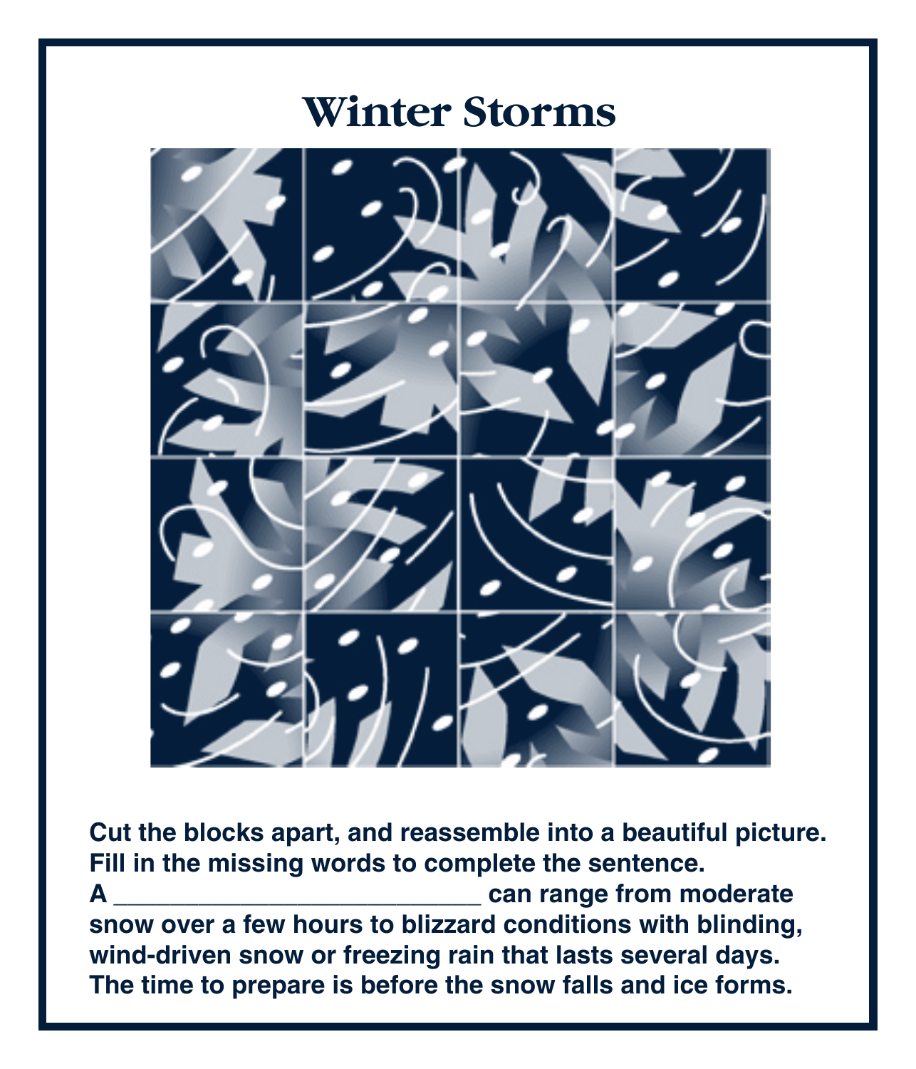# Winter Storms

Cut the blocks apart, and reassemble into a beautiful picture.
Fill in the missing words to complete the sentence.
A ___________________________ can range from moderate snow over a few hours to blizzard conditions with blinding, wind-driven snow or freezing rain that lasts several days.
The time to prepare is before the snow falls and ice forms.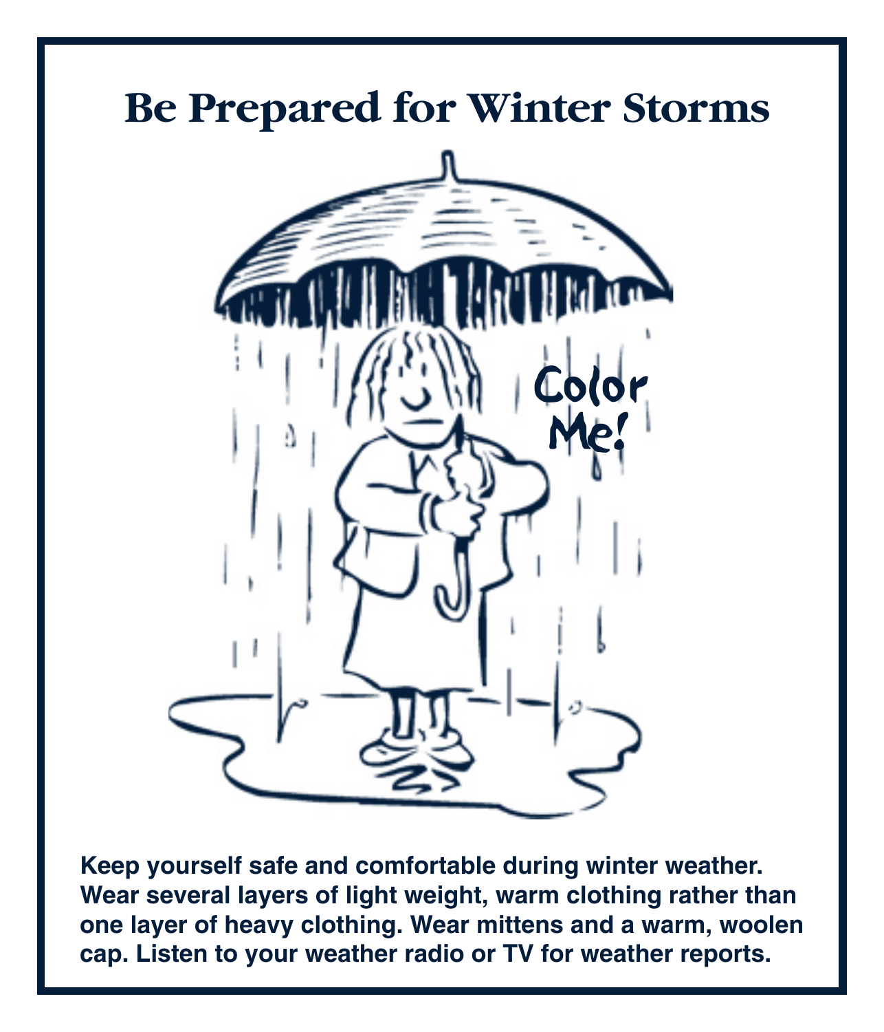# Be Prepared for Winter Storms

Color Me!

**Keep yourself safe and comfortable during winter weather. Wear several layers of light weight, warm clothing rather than one layer of heavy clothing. Wear mittens and a warm, woolen cap. Listen to your weather radio or TV for weather reports.**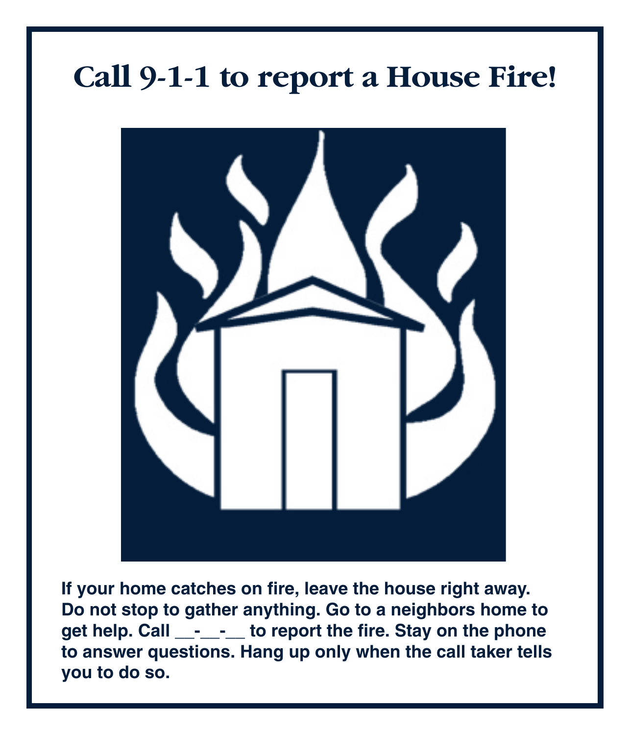# Call 9-1-1 to report a House Fire!

**If your home catches on fire, leave the house right away. Do not stop to gather anything. Go to a neighbors home to get help. Call __-__-__ to report the fire. Stay on the phone to answer questions. Hang up only when the call taker tells you to do so.**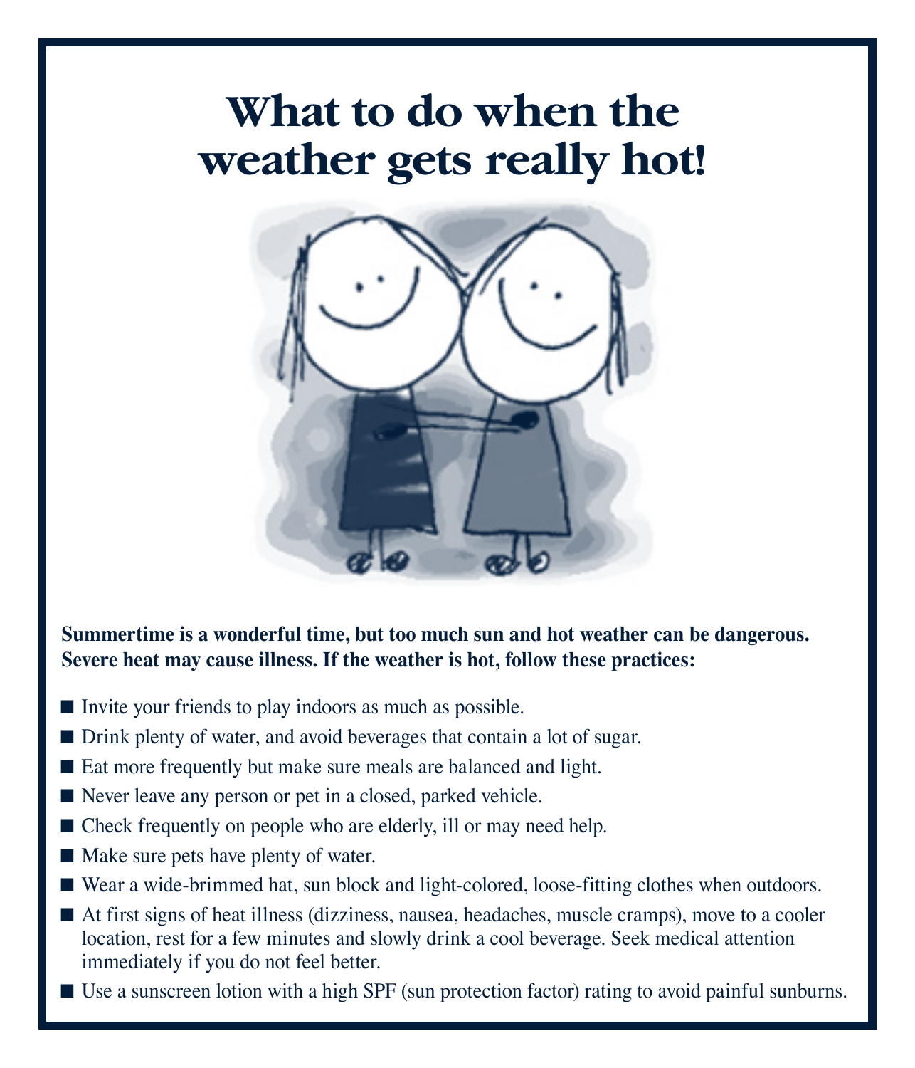# What to do when the weather gets really hot!

**Summertime is a wonderful time, but too much sun and hot weather can be dangerous. Severe heat may cause illness. If the weather is hot, follow these practices:**

- Invite your friends to play indoors as much as possible.
- Drink plenty of water, and avoid beverages that contain a lot of sugar.
- Eat more frequently but make sure meals are balanced and light.
- Never leave any person or pet in a closed, parked vehicle.
- Check frequently on people who are elderly, ill or may need help.
- Make sure pets have plenty of water.
- Wear a wide-brimmed hat, sun block and light-colored, loose-fitting clothes when outdoors.
- At first signs of heat illness (dizziness, nausea, headaches, muscle cramps), move to a cooler location, rest for a few minutes and slowly drink a cool beverage. Seek medical attention immediately if you do not feel better.
- Use a sunscreen lotion with a high SPF (sun protection factor) rating to avoid painful sunburns.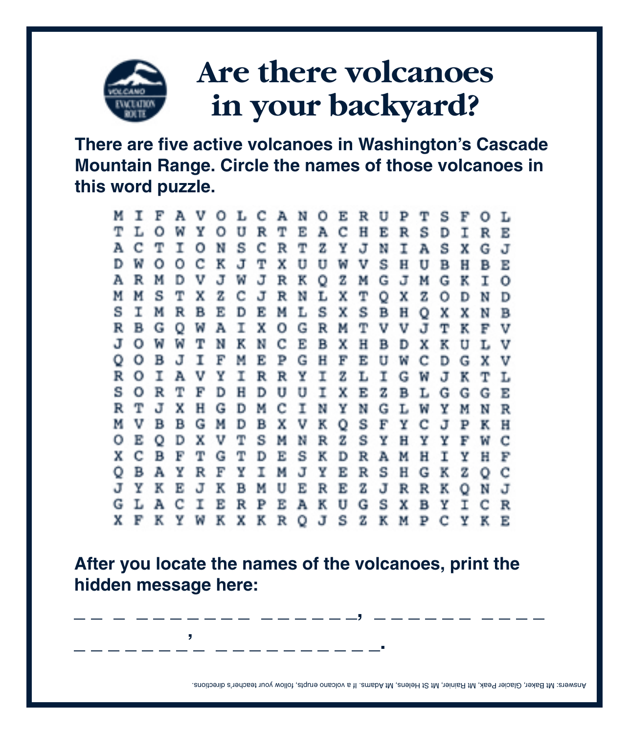# Are there volcanoes in your backyard?

**There are five active volcanoes in Washington's Cascade Mountain Range. Circle the names of those volcanoes in this word puzzle.**

```
M I F A V O L C A N O E R U P T S F O L
T L O W Y O U R T E A C H E R S D I R E
A C T I O N S C R T Z Y J N I A S X G J
D W O O C K J T X U U W V S H U B H B E
A R M D V J W J R K Q Z M G J M G K I O
M M S T X Z C J R N L X T Q X Z O D N D
S I M R B E D E M L S X S B H Q X X N B
R B G Q W A I X O G R M T V V J T K F V
J O W W T N K N C E B X H B D X K U L V
Q O B J I F M E P G H F E U W C D G X V
R O I A V Y I R R Y I Z L I G W J K T L
S O R T F D H D U U I X E Z B L G G G E
R T J X H G D M C I N Y N G L W Y M N R
M V B B G M D B X V K Q S F Y C J P K H
O E Q D X V T S M N R Z S Y H Y Y F W C
X C B F T G T D E S K D R A M H I Y H F
Q B A Y R F Y I M J Y E R S H G K Z Q C
J Y K E J K B M U E R E Z J R R K Q N J
G L A C I E R P E A K U G S X B Y I C R
X F K Y W K X K R Q J S Z K M P C Y K E
```

**After you locate the names of the volcanoes, print the hidden message here:**

_ _ _ _ _ _ _ _ _ _ _ _ _ _ _ _ _ _ _, _ _ _ _ _ _ _ _ _ _

_ _ _ _ _ _ _ _'_ _ _ _ _ _ _ _ _ _ _ _.

Answers: Mt Baker, Glacier Peak, Mt Rainier, Mt St Helens, Mt Adams. If a volcano erupts, follow your teacher's directions.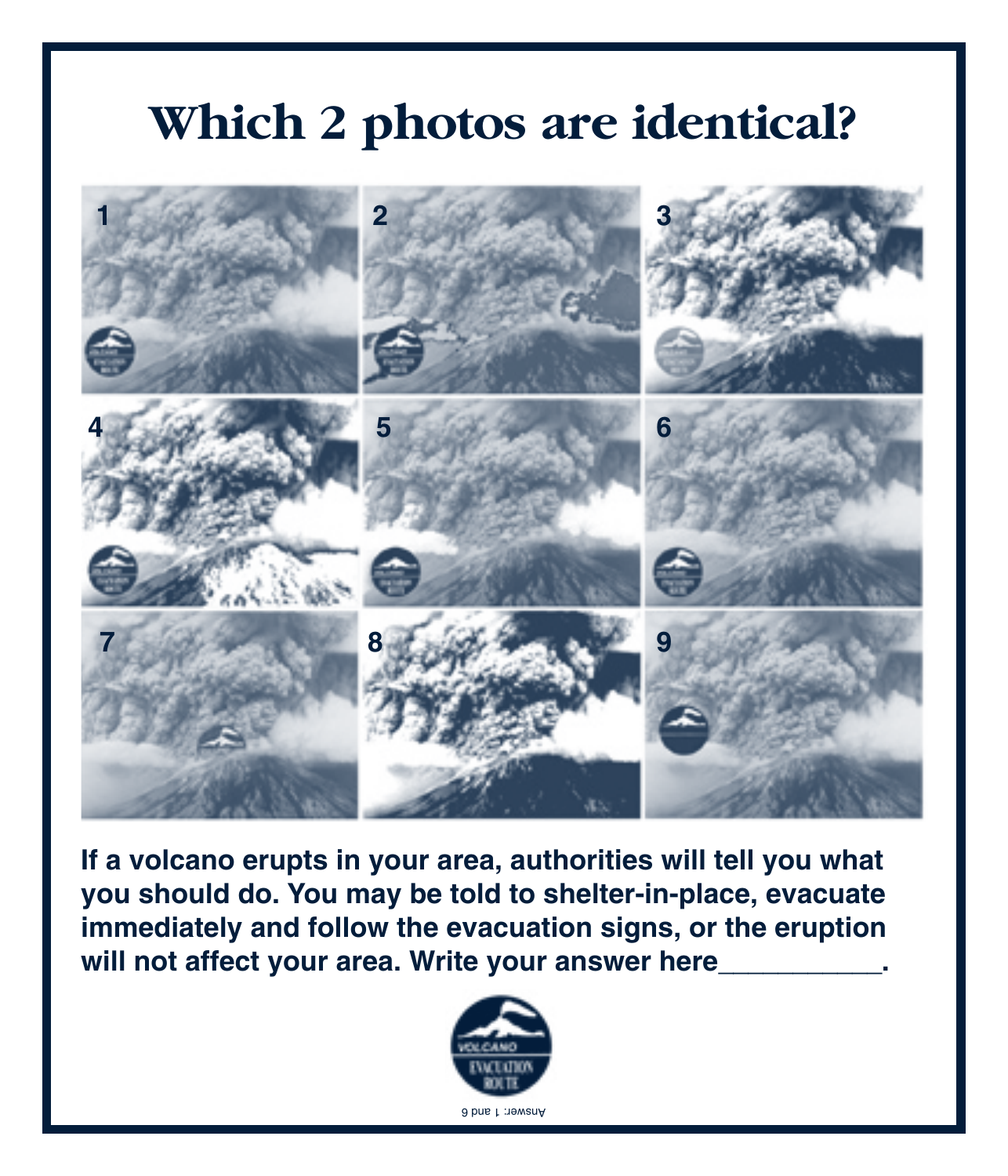# Which 2 photos are identical?

1

2

3

4

5

6

7

8

9

**If a volcano erupts in your area, authorities will tell you what you should do. You may be told to shelter-in-place, evacuate immediately and follow the evacuation signs, or the eruption will not affect your area. Write your answer here___________.**

VOLCANO

EVACUATION ROUTE

Answer: 1 and 6